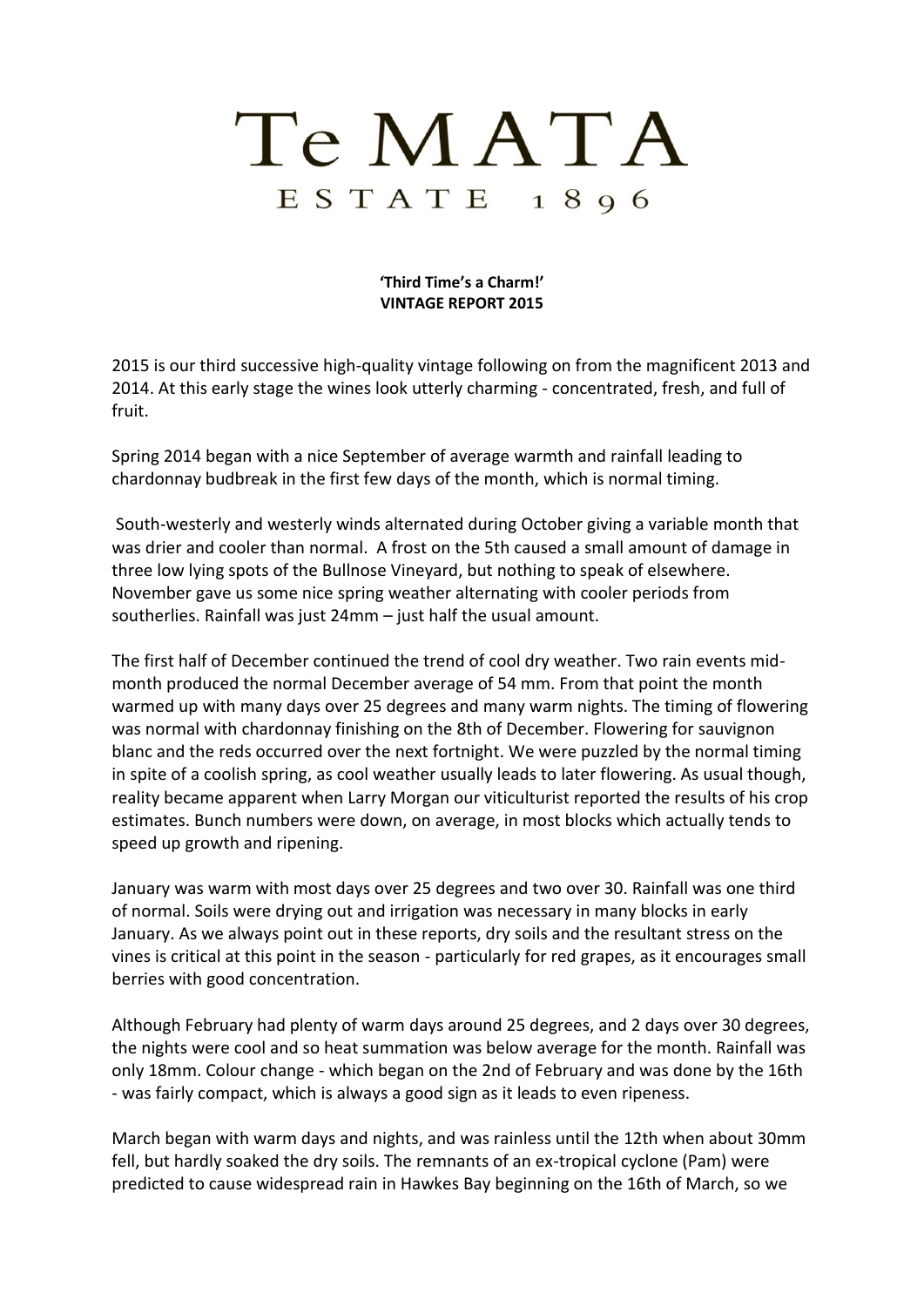# Te MATA

## ESTATE 1896

**'Third Time's a Charm!'**
**VINTAGE REPORT 2015**

2015 is our third successive high-quality vintage following on from the magnificent 2013 and 2014. At this early stage the wines look utterly charming - concentrated, fresh, and full of fruit.

Spring 2014 began with a nice September of average warmth and rainfall leading to chardonnay budbreak in the first few days of the month, which is normal timing.

South-westerly and westerly winds alternated during October giving a variable month that was drier and cooler than normal. A frost on the 5th caused a small amount of damage in three low lying spots of the Bullnose Vineyard, but nothing to speak of elsewhere. November gave us some nice spring weather alternating with cooler periods from southerlies. Rainfall was just 24mm – just half the usual amount.

The first half of December continued the trend of cool dry weather. Two rain events mid-month produced the normal December average of 54 mm. From that point the month warmed up with many days over 25 degrees and many warm nights. The timing of flowering was normal with chardonnay finishing on the 8th of December. Flowering for sauvignon blanc and the reds occurred over the next fortnight. We were puzzled by the normal timing in spite of a coolish spring, as cool weather usually leads to later flowering. As usual though, reality became apparent when Larry Morgan our viticulturist reported the results of his crop estimates. Bunch numbers were down, on average, in most blocks which actually tends to speed up growth and ripening.

January was warm with most days over 25 degrees and two over 30. Rainfall was one third of normal. Soils were drying out and irrigation was necessary in many blocks in early January. As we always point out in these reports, dry soils and the resultant stress on the vines is critical at this point in the season - particularly for red grapes, as it encourages small berries with good concentration.

Although February had plenty of warm days around 25 degrees, and 2 days over 30 degrees, the nights were cool and so heat summation was below average for the month. Rainfall was only 18mm. Colour change - which began on the 2nd of February and was done by the 16th - was fairly compact, which is always a good sign as it leads to even ripeness.

March began with warm days and nights, and was rainless until the 12th when about 30mm fell, but hardly soaked the dry soils. The remnants of an ex-tropical cyclone (Pam) were predicted to cause widespread rain in Hawkes Bay beginning on the 16th of March, so we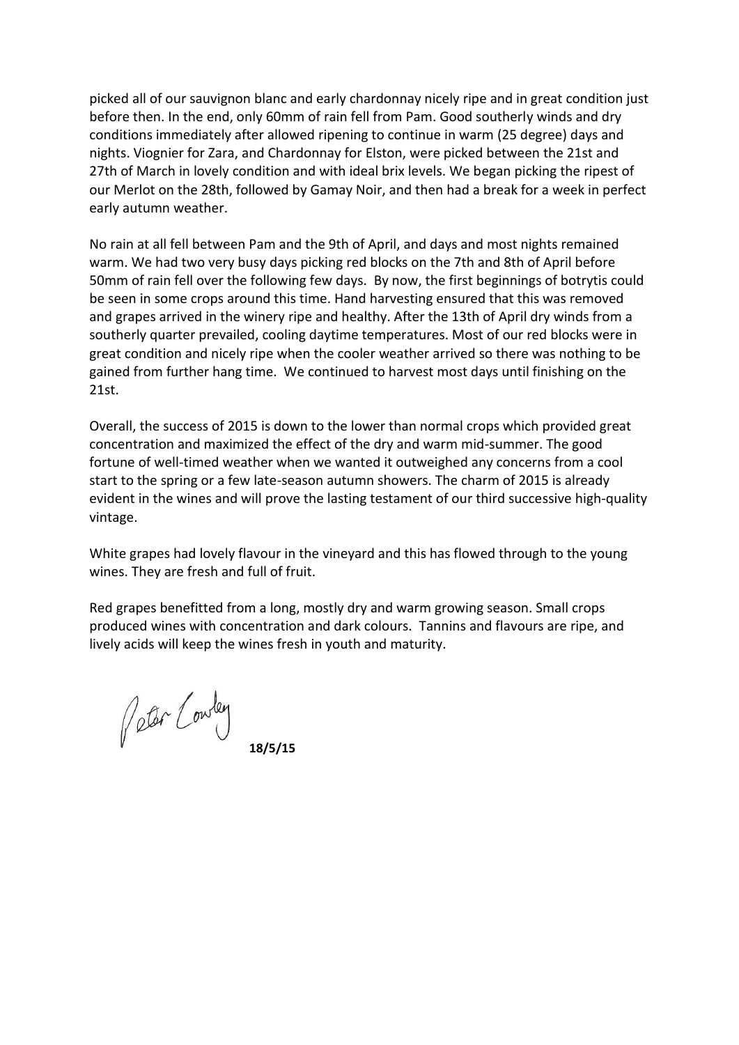picked all of our sauvignon blanc and early chardonnay nicely ripe and in great condition just before then. In the end, only 60mm of rain fell from Pam. Good southerly winds and dry conditions immediately after allowed ripening to continue in warm (25 degree) days and nights. Viognier for Zara, and Chardonnay for Elston, were picked between the 21st and 27th of March in lovely condition and with ideal brix levels. We began picking the ripest of our Merlot on the 28th, followed by Gamay Noir, and then had a break for a week in perfect early autumn weather.

No rain at all fell between Pam and the 9th of April, and days and most nights remained warm. We had two very busy days picking red blocks on the 7th and 8th of April before 50mm of rain fell over the following few days. By now, the first beginnings of botrytis could be seen in some crops around this time. Hand harvesting ensured that this was removed and grapes arrived in the winery ripe and healthy. After the 13th of April dry winds from a southerly quarter prevailed, cooling daytime temperatures. Most of our red blocks were in great condition and nicely ripe when the cooler weather arrived so there was nothing to be gained from further hang time. We continued to harvest most days until finishing on the 21st.

Overall, the success of 2015 is down to the lower than normal crops which provided great concentration and maximized the effect of the dry and warm mid-summer. The good fortune of well-timed weather when we wanted it outweighed any concerns from a cool start to the spring or a few late-season autumn showers. The charm of 2015 is already evident in the wines and will prove the lasting testament of our third successive high-quality vintage.

White grapes had lovely flavour in the vineyard and this has flowed through to the young wines. They are fresh and full of fruit.

Red grapes benefitted from a long, mostly dry and warm growing season. Small crops produced wines with concentration and dark colours. Tannins and flavours are ripe, and lively acids will keep the wines fresh in youth and maturity.

Peter Cowley

**18/5/15**